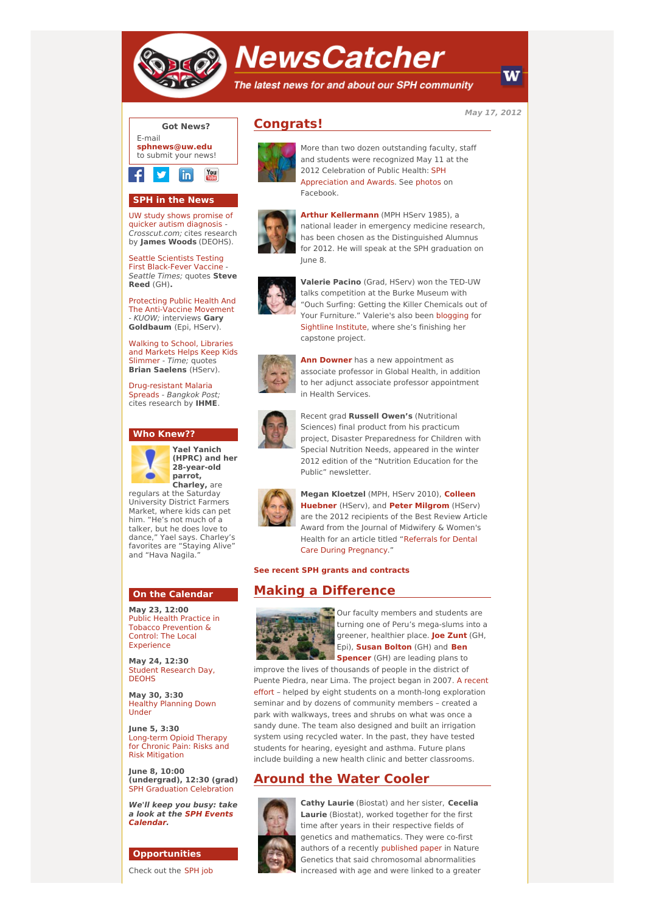# NewsCatcher

*The latest news for and about our SPH community*

**May 17, 2012**

## Congrats!

More than two dozen outstanding faculty, staff and students were recognized May 11 at the 2012 Celebration of Public Health: SPH Appreciation and Awards. See photos on Facebook.

**Arthur Kellermann** (MPH HServ 1985), a national leader in emergency medicine research, has been chosen as the Distinguished Alumnus for 2012. He will speak at the SPH graduation on June 8.

**Valerie Pacino** (Grad, HServ) won the TED-UW talks competition at the Burke Museum with "Ouch Surfing: Getting the Killer Chemicals out of Your Furniture." Valerie's also been blogging for Sightline Institute, where she's finishing her capstone project.

**Ann Downer** has a new appointment as associate professor in Global Health, in addition to her adjunct associate professor appointment in Health Services.

Recent grad **Russell Owen's** (Nutritional Sciences) final product from his practicum project, Disaster Preparedness for Children with Special Nutrition Needs, appeared in the winter 2012 edition of the "Nutrition Education for the Public" newsletter.

**Megan Kloetzel** (MPH, HServ 2010), **Colleen Huebner** (HServ), and **Peter Milgrom** (HServ) are the 2012 recipients of the Best Review Article Award from the Journal of Midwifery & Women's Health for an article titled "Referrals for Dental Care During Pregnancy."

**See recent SPH grants and contracts**

## Making a Difference

Our faculty members and students are turning one of Peru's mega-slums into a greener, healthier place. **Joe Zunt** (GH, Epi), **Susan Bolton** (GH) and **Ben Spencer** (GH) are leading plans to improve the lives of thousands of people in the district of Puente Piedra, near Lima. The project began in 2007. A recent effort – helped by eight students on a month-long exploration seminar and by dozens of community members – created a park with walkways, trees and shrubs on what was once a sandy dune. The team also designed and built an irrigation system using recycled water. In the past, they have tested students for hearing, eyesight and asthma. Future plans include building a new health clinic and better classrooms.

## Around the Water Cooler

**Cathy Laurie** (Biostat) and her sister, **Cecelia Laurie** (Biostat), worked together for the first time after years in their respective fields of genetics and mathematics. They were co-first authors of a recently published paper in Nature Genetics that said chromosomal abnormalities increased with age and were linked to a greater

---

### Got News?

E-mail **sphnews@uw.edu** to submit your news!

### SPH in the News

UW study shows promise of quicker autism diagnosis - *Crosscut.com;* cites research by **James Woods** (DEOHS).

Seattle Scientists Testing First Black-Fever Vaccine - *Seattle Times;* quotes **Steve Reed** (GH).

Protecting Public Health And The Anti-Vaccine Movement - *KUOW;* interviews **Gary Goldbaum** (Epi, HServ).

Walking to School, Libraries and Markets Helps Keep Kids Slimmer - *Time;* quotes **Brian Saelens** (HServ).

Drug-resistant Malaria Spreads - *Bangkok Post;* cites research by **IHME**.

### Who Knew??

**Yael Yanich (HPRC) and her 28-year-old parrot, Charley,** are regulars at the Saturday University District Farmers Market, where kids can pet him. "He's not much of a talker, but he does love to dance," Yael says. Charley's favorites are "Staying Alive" and "Hava Nagila."

### On the Calendar

**May 23, 12:00**
Public Health Practice in Tobacco Prevention & Control: The Local Experience

**May 24, 12:30**
Student Research Day, DEOHS

**May 30, 3:30**
Healthy Planning Down Under

**June 5, 3:30**
Long-term Opioid Therapy for Chronic Pain: Risks and Risk Mitigation

**June 8, 10:00 (undergrad), 12:30 (grad)**
SPH Graduation Celebration

***We'll keep you busy: take a look at the SPH Events Calendar.***

### Opportunities

Check out the SPH job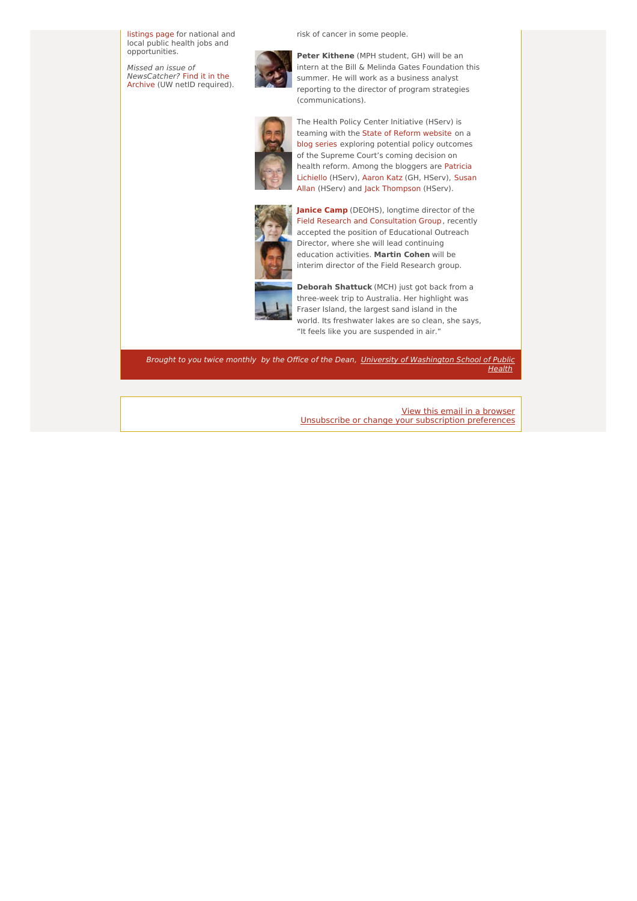listings page for national and local public health jobs and opportunities.

*Missed an issue of NewsCatcher?* Find it in the Archive (UW netID required).

risk of cancer in some people.

**Peter Kithene** (MPH student, GH) will be an intern at the Bill & Melinda Gates Foundation this summer. He will work as a business analyst reporting to the director of program strategies (communications).

The Health Policy Center Initiative (HServ) is teaming with the State of Reform website on a blog series exploring potential policy outcomes of the Supreme Court's coming decision on health reform. Among the bloggers are Patricia Lichiello (HServ), Aaron Katz (GH, HServ), Susan Allan (HServ) and Jack Thompson (HServ).

**Janice Camp** (DEOHS), longtime director of the Field Research and Consultation Group, recently accepted the position of Educational Outreach Director, where she will lead continuing education activities. **Martin Cohen** will be interim director of the Field Research group.

**Deborah Shattuck** (MCH) just got back from a three-week trip to Australia. Her highlight was Fraser Island, the largest sand island in the world. Its freshwater lakes are so clean, she says, "It feels like you are suspended in air."

*Brought to you twice monthly by the Office of the Dean, University of Washington School of Public Health*

View this email in a browser
Unsubscribe or change your subscription preferences